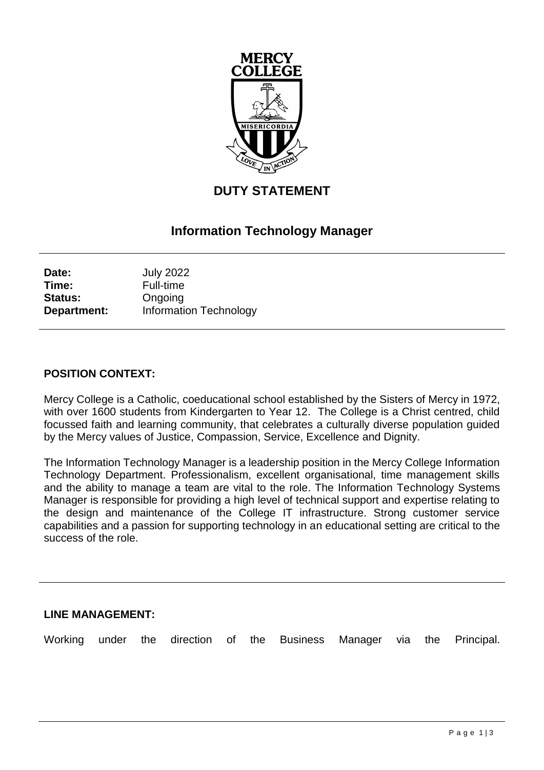# DUTY STATEMENT

## Information Technology Manager

**Date:** July 2022
**Time:** Full-time
**Status:** Ongoing
**Department:** Information Technology

### POSITION CONTEXT:

Mercy College is a Catholic, coeducational school established by the Sisters of Mercy in 1972, with over 1600 students from Kindergarten to Year 12. The College is a Christ centred, child focussed faith and learning community, that celebrates a culturally diverse population guided by the Mercy values of Justice, Compassion, Service, Excellence and Dignity.

The Information Technology Manager is a leadership position in the Mercy College Information Technology Department. Professionalism, excellent organisational, time management skills and the ability to manage a team are vital to the role. The Information Technology Systems Manager is responsible for providing a high level of technical support and expertise relating to the design and maintenance of the College IT infrastructure. Strong customer service capabilities and a passion for supporting technology in an educational setting are critical to the success of the role.

### LINE MANAGEMENT:

Working under the direction of the Business Manager via the Principal.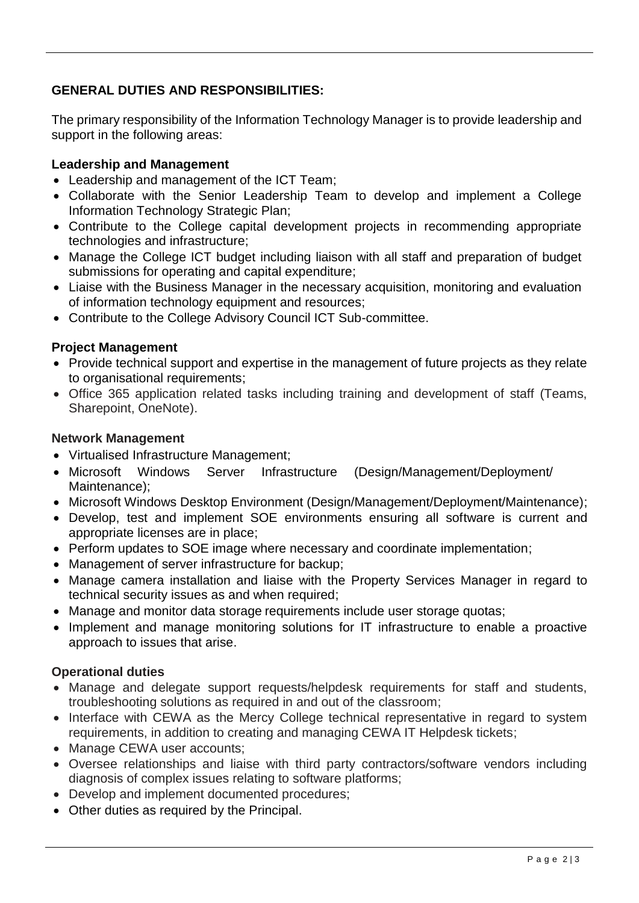## GENERAL DUTIES AND RESPONSIBILITIES:

The primary responsibility of the Information Technology Manager is to provide leadership and support in the following areas:

### Leadership and Management

- Leadership and management of the ICT Team;
- Collaborate with the Senior Leadership Team to develop and implement a College Information Technology Strategic Plan;
- Contribute to the College capital development projects in recommending appropriate technologies and infrastructure;
- Manage the College ICT budget including liaison with all staff and preparation of budget submissions for operating and capital expenditure;
- Liaise with the Business Manager in the necessary acquisition, monitoring and evaluation of information technology equipment and resources;
- Contribute to the College Advisory Council ICT Sub-committee.

### Project Management

- Provide technical support and expertise in the management of future projects as they relate to organisational requirements;
- Office 365 application related tasks including training and development of staff (Teams, Sharepoint, OneNote).

### Network Management

- Virtualised Infrastructure Management;
- Microsoft Windows Server Infrastructure (Design/Management/Deployment/ Maintenance);
- Microsoft Windows Desktop Environment (Design/Management/Deployment/Maintenance);
- Develop, test and implement SOE environments ensuring all software is current and appropriate licenses are in place;
- Perform updates to SOE image where necessary and coordinate implementation;
- Management of server infrastructure for backup;
- Manage camera installation and liaise with the Property Services Manager in regard to technical security issues as and when required;
- Manage and monitor data storage requirements include user storage quotas;
- Implement and manage monitoring solutions for IT infrastructure to enable a proactive approach to issues that arise.

### Operational duties

- Manage and delegate support requests/helpdesk requirements for staff and students, troubleshooting solutions as required in and out of the classroom;
- Interface with CEWA as the Mercy College technical representative in regard to system requirements, in addition to creating and managing CEWA IT Helpdesk tickets;
- Manage CEWA user accounts;
- Oversee relationships and liaise with third party contractors/software vendors including diagnosis of complex issues relating to software platforms;
- Develop and implement documented procedures;
- Other duties as required by the Principal.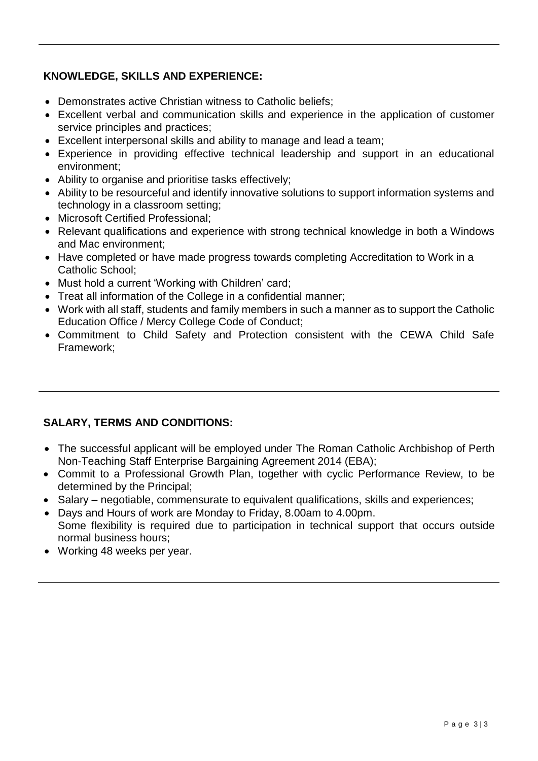## KNOWLEDGE, SKILLS AND EXPERIENCE:

- Demonstrates active Christian witness to Catholic beliefs;
- Excellent verbal and communication skills and experience in the application of customer service principles and practices;
- Excellent interpersonal skills and ability to manage and lead a team;
- Experience in providing effective technical leadership and support in an educational environment;
- Ability to organise and prioritise tasks effectively;
- Ability to be resourceful and identify innovative solutions to support information systems and technology in a classroom setting;
- Microsoft Certified Professional;
- Relevant qualifications and experience with strong technical knowledge in both a Windows and Mac environment;
- Have completed or have made progress towards completing Accreditation to Work in a Catholic School;
- Must hold a current 'Working with Children' card;
- Treat all information of the College in a confidential manner;
- Work with all staff, students and family members in such a manner as to support the Catholic Education Office / Mercy College Code of Conduct;
- Commitment to Child Safety and Protection consistent with the CEWA Child Safe Framework;

## SALARY, TERMS AND CONDITIONS:

- The successful applicant will be employed under The Roman Catholic Archbishop of Perth Non-Teaching Staff Enterprise Bargaining Agreement 2014 (EBA);
- Commit to a Professional Growth Plan, together with cyclic Performance Review, to be determined by the Principal;
- Salary – negotiable, commensurate to equivalent qualifications, skills and experiences;
- Days and Hours of work are Monday to Friday, 8.00am to 4.00pm.
  Some flexibility is required due to participation in technical support that occurs outside normal business hours;
- Working 48 weeks per year.